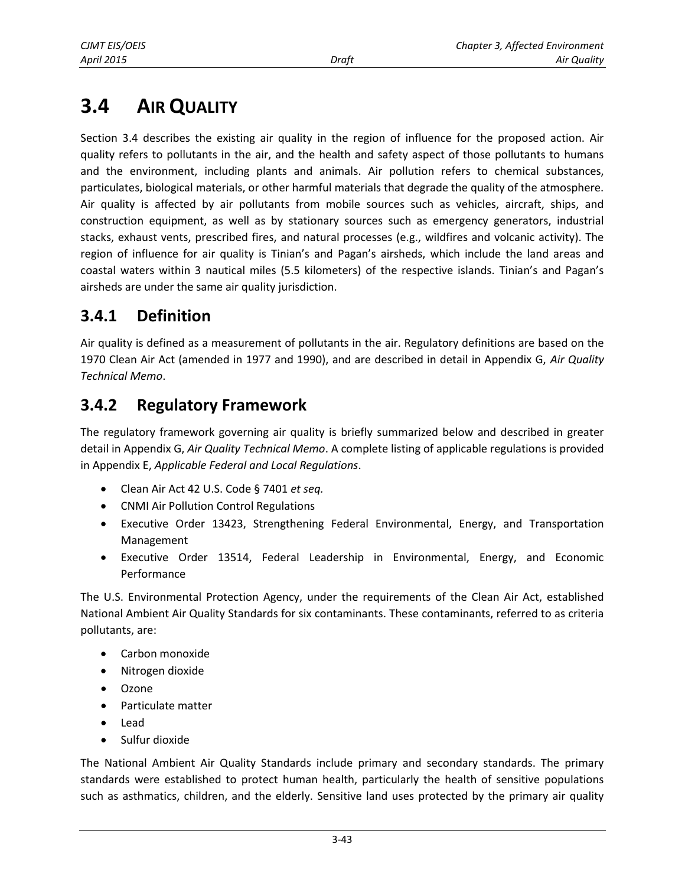# 3.4 AIR QUALITY

Section 3.4 describes the existing air quality in the region of influence for the proposed action. Air quality refers to pollutants in the air, and the health and safety aspect of those pollutants to humans and the environment, including plants and animals. Air pollution refers to chemical substances, particulates, biological materials, or other harmful materials that degrade the quality of the atmosphere. Air quality is affected by air pollutants from mobile sources such as vehicles, aircraft, ships, and construction equipment, as well as by stationary sources such as emergency generators, industrial stacks, exhaust vents, prescribed fires, and natural processes (e.g., wildfires and volcanic activity). The region of influence for air quality is Tinian's and Pagan's airsheds, which include the land areas and coastal waters within 3 nautical miles (5.5 kilometers) of the respective islands. Tinian's and Pagan's airsheds are under the same air quality jurisdiction.

## 3.4.1 Definition

Air quality is defined as a measurement of pollutants in the air. Regulatory definitions are based on the 1970 Clean Air Act (amended in 1977 and 1990), and are described in detail in Appendix G, *Air Quality Technical Memo*.

## 3.4.2 Regulatory Framework

The regulatory framework governing air quality is briefly summarized below and described in greater detail in Appendix G, *Air Quality Technical Memo*. A complete listing of applicable regulations is provided in Appendix E, *Applicable Federal and Local Regulations*.

- Clean Air Act 42 U.S. Code § 7401 *et seq.*
- CNMI Air Pollution Control Regulations
- Executive Order 13423, Strengthening Federal Environmental, Energy, and Transportation Management
- Executive Order 13514, Federal Leadership in Environmental, Energy, and Economic Performance

The U.S. Environmental Protection Agency, under the requirements of the Clean Air Act, established National Ambient Air Quality Standards for six contaminants. These contaminants, referred to as criteria pollutants, are:

- Carbon monoxide
- Nitrogen dioxide
- Ozone
- Particulate matter
- Lead
- Sulfur dioxide

The National Ambient Air Quality Standards include primary and secondary standards. The primary standards were established to protect human health, particularly the health of sensitive populations such as asthmatics, children, and the elderly. Sensitive land uses protected by the primary air quality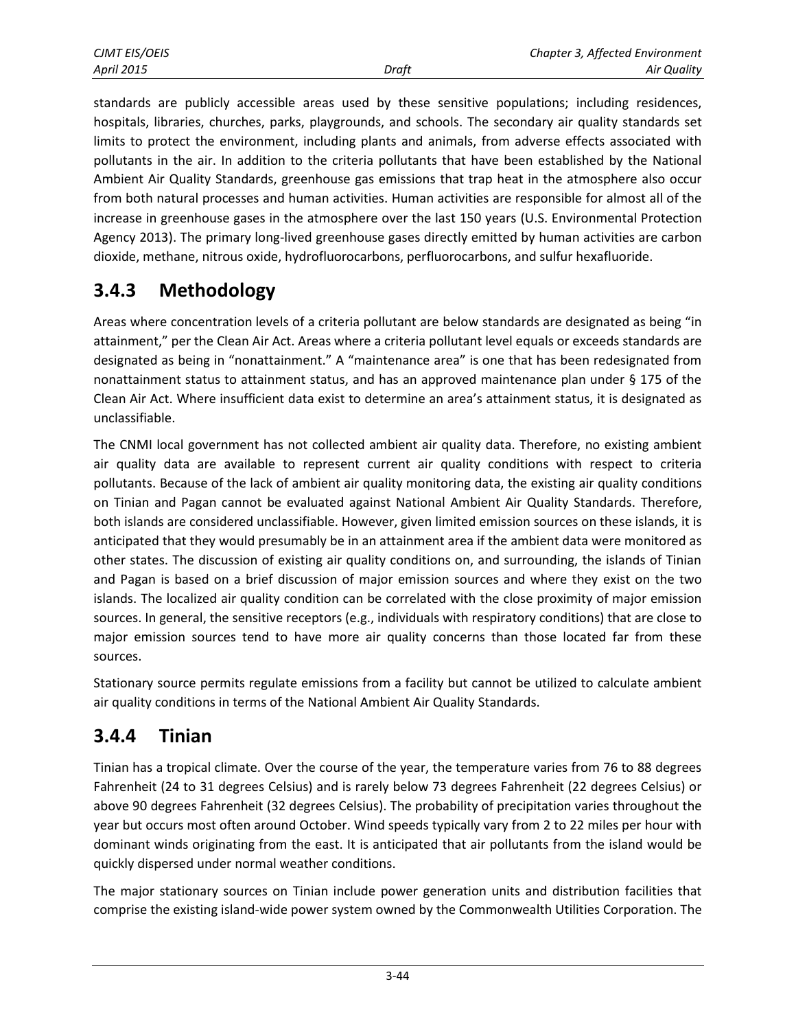standards are publicly accessible areas used by these sensitive populations; including residences, hospitals, libraries, churches, parks, playgrounds, and schools. The secondary air quality standards set limits to protect the environment, including plants and animals, from adverse effects associated with pollutants in the air. In addition to the criteria pollutants that have been established by the National Ambient Air Quality Standards, greenhouse gas emissions that trap heat in the atmosphere also occur from both natural processes and human activities. Human activities are responsible for almost all of the increase in greenhouse gases in the atmosphere over the last 150 years (U.S. Environmental Protection Agency 2013). The primary long-lived greenhouse gases directly emitted by human activities are carbon dioxide, methane, nitrous oxide, hydrofluorocarbons, perfluorocarbons, and sulfur hexafluoride.

## 3.4.3 Methodology

Areas where concentration levels of a criteria pollutant are below standards are designated as being "in attainment," per the Clean Air Act. Areas where a criteria pollutant level equals or exceeds standards are designated as being in "nonattainment." A "maintenance area" is one that has been redesignated from nonattainment status to attainment status, and has an approved maintenance plan under § 175 of the Clean Air Act. Where insufficient data exist to determine an area's attainment status, it is designated as unclassifiable.

The CNMI local government has not collected ambient air quality data. Therefore, no existing ambient air quality data are available to represent current air quality conditions with respect to criteria pollutants. Because of the lack of ambient air quality monitoring data, the existing air quality conditions on Tinian and Pagan cannot be evaluated against National Ambient Air Quality Standards. Therefore, both islands are considered unclassifiable. However, given limited emission sources on these islands, it is anticipated that they would presumably be in an attainment area if the ambient data were monitored as other states. The discussion of existing air quality conditions on, and surrounding, the islands of Tinian and Pagan is based on a brief discussion of major emission sources and where they exist on the two islands. The localized air quality condition can be correlated with the close proximity of major emission sources. In general, the sensitive receptors (e.g., individuals with respiratory conditions) that are close to major emission sources tend to have more air quality concerns than those located far from these sources.

Stationary source permits regulate emissions from a facility but cannot be utilized to calculate ambient air quality conditions in terms of the National Ambient Air Quality Standards.

## 3.4.4 Tinian

Tinian has a tropical climate. Over the course of the year, the temperature varies from 76 to 88 degrees Fahrenheit (24 to 31 degrees Celsius) and is rarely below 73 degrees Fahrenheit (22 degrees Celsius) or above 90 degrees Fahrenheit (32 degrees Celsius). The probability of precipitation varies throughout the year but occurs most often around October. Wind speeds typically vary from 2 to 22 miles per hour with dominant winds originating from the east. It is anticipated that air pollutants from the island would be quickly dispersed under normal weather conditions.

The major stationary sources on Tinian include power generation units and distribution facilities that comprise the existing island-wide power system owned by the Commonwealth Utilities Corporation. The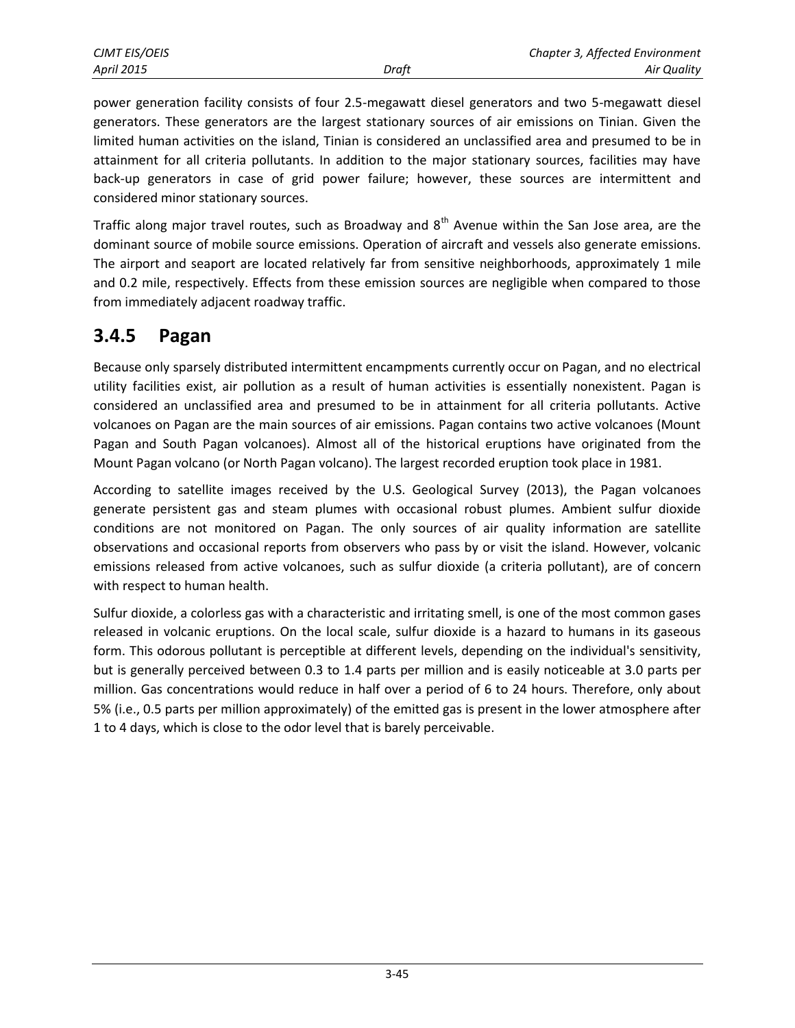power generation facility consists of four 2.5-megawatt diesel generators and two 5-megawatt diesel generators. These generators are the largest stationary sources of air emissions on Tinian. Given the limited human activities on the island, Tinian is considered an unclassified area and presumed to be in attainment for all criteria pollutants. In addition to the major stationary sources, facilities may have back-up generators in case of grid power failure; however, these sources are intermittent and considered minor stationary sources.

Traffic along major travel routes, such as Broadway and 8$^{th}$ Avenue within the San Jose area, are the dominant source of mobile source emissions. Operation of aircraft and vessels also generate emissions. The airport and seaport are located relatively far from sensitive neighborhoods, approximately 1 mile and 0.2 mile, respectively. Effects from these emission sources are negligible when compared to those from immediately adjacent roadway traffic.

## 3.4.5 Pagan

Because only sparsely distributed intermittent encampments currently occur on Pagan, and no electrical utility facilities exist, air pollution as a result of human activities is essentially nonexistent. Pagan is considered an unclassified area and presumed to be in attainment for all criteria pollutants. Active volcanoes on Pagan are the main sources of air emissions. Pagan contains two active volcanoes (Mount Pagan and South Pagan volcanoes). Almost all of the historical eruptions have originated from the Mount Pagan volcano (or North Pagan volcano). The largest recorded eruption took place in 1981.

According to satellite images received by the U.S. Geological Survey (2013), the Pagan volcanoes generate persistent gas and steam plumes with occasional robust plumes. Ambient sulfur dioxide conditions are not monitored on Pagan. The only sources of air quality information are satellite observations and occasional reports from observers who pass by or visit the island. However, volcanic emissions released from active volcanoes, such as sulfur dioxide (a criteria pollutant), are of concern with respect to human health.

Sulfur dioxide, a colorless gas with a characteristic and irritating smell, is one of the most common gases released in volcanic eruptions. On the local scale, sulfur dioxide is a hazard to humans in its gaseous form. This odorous pollutant is perceptible at different levels, depending on the individual's sensitivity, but is generally perceived between 0.3 to 1.4 parts per million and is easily noticeable at 3.0 parts per million. Gas concentrations would reduce in half over a period of 6 to 24 hours. Therefore, only about 5% (i.e., 0.5 parts per million approximately) of the emitted gas is present in the lower atmosphere after 1 to 4 days, which is close to the odor level that is barely perceivable.